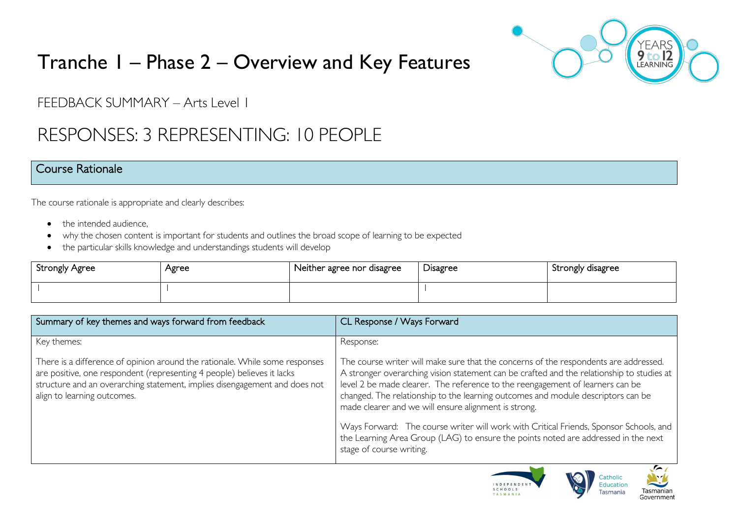# Tranche 1 – Phase 2 – Overview and Key Features

FEEDBACK SUMMARY – Arts Level 1

## RESPONSES: 3 REPRESENTING: 10 PEOPLE

### Course Rationale

The course rationale is appropriate and clearly describes:

- the intended audience,
- why the chosen content is important for students and outlines the broad scope of learning to be expected
- the particular skills knowledge and understandings students will develop

| Strongly Agree | Agree | Neither agree nor disagree | Disagree | Strongly disagree |
|---|---|---|---|---|
| 1 | 1 | | 1 | |

| Summary of key themes and ways forward from feedback | CL Response / Ways Forward |
|---|---|
| Key themes:<br><br>There is a difference of opinion around the rationale. While some responses are positive, one respondent (representing 4 people) believes it lacks structure and an overarching statement, implies disengagement and does not align to learning outcomes. | Response:<br><br>The course writer will make sure that the concerns of the respondents are addressed. A stronger overarching vision statement can be crafted and the relationship to studies at level 2 be made clearer. The reference to the reengagement of learners can be changed. The relationship to the learning outcomes and module descriptors can be made clearer and we will ensure alignment is strong.<br><br>Ways Forward: The course writer will work with Critical Friends, Sponsor Schools, and the Learning Area Group (LAG) to ensure the points noted are addressed in the next stage of course writing. |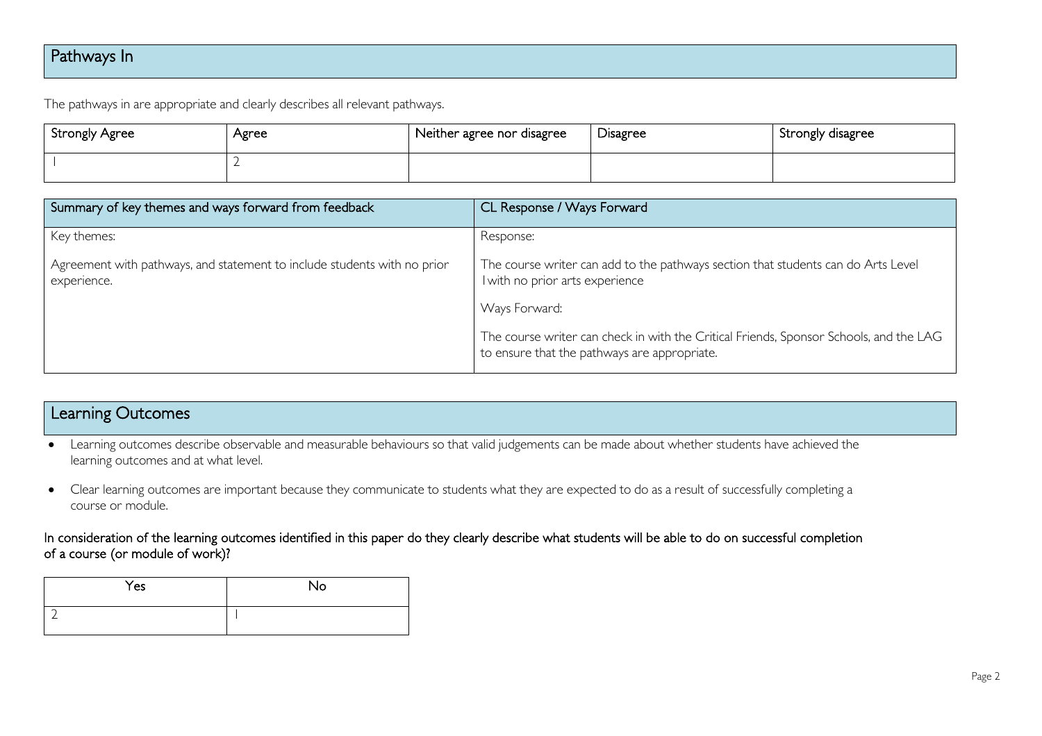## Pathways In

The pathways in are appropriate and clearly describes all relevant pathways.

| Strongly Agree | Agree | Neither agree nor disagree | Disagree | Strongly disagree |
|---|---|---|---|---|
| 1 | 2 | | | |

| Summary of key themes and ways forward from feedback | CL Response / Ways Forward |
|---|---|
| Key themes:<br><br>Agreement with pathways, and statement to include students with no prior experience. | Response:<br><br>The course writer can add to the pathways section that students can do Arts Level 1 with no prior arts experience<br><br>Ways Forward:<br><br>The course writer can check in with the Critical Friends, Sponsor Schools, and the LAG to ensure that the pathways are appropriate. |

## Learning Outcomes

- Learning outcomes describe observable and measurable behaviours so that valid judgements can be made about whether students have achieved the learning outcomes and at what level.
- Clear learning outcomes are important because they communicate to students what they are expected to do as a result of successfully completing a course or module.

In consideration of the learning outcomes identified in this paper do they clearly describe what students will be able to do on successful completion of a course (or module of work)?

| Yes | No |
|---|---|
| 2 | 1 |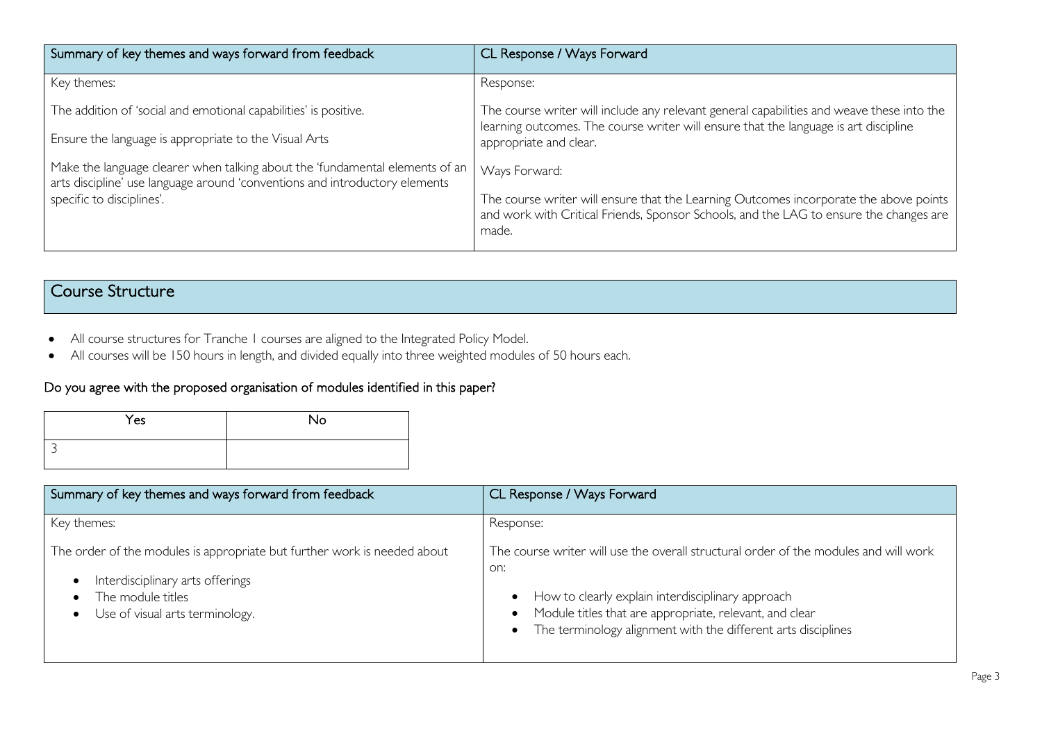| Summary of key themes and ways forward from feedback | CL Response / Ways Forward |
|---|---|
| Key themes:<br><br>The addition of 'social and emotional capabilities' is positive.<br><br>Ensure the language is appropriate to the Visual Arts<br><br>Make the language clearer when talking about the 'fundamental elements of an arts discipline' use language around 'conventions and introductory elements specific to disciplines'. | Response:<br><br>The course writer will include any relevant general capabilities and weave these into the learning outcomes. The course writer will ensure that the language is art discipline appropriate and clear.<br><br>Ways Forward:<br><br>The course writer will ensure that the Learning Outcomes incorporate the above points and work with Critical Friends, Sponsor Schools, and the LAG to ensure the changes are made. |

## Course Structure

- All course structures for Tranche 1 courses are aligned to the Integrated Policy Model.
- All courses will be 150 hours in length, and divided equally into three weighted modules of 50 hours each.

### Do you agree with the proposed organisation of modules identified in this paper?

| Yes | No |
|---|---|
| 3 | |

| Summary of key themes and ways forward from feedback | CL Response / Ways Forward |
|---|---|
| Key themes:<br><br>The order of the modules is appropriate but further work is needed about<br>• Interdisciplinary arts offerings<br>• The module titles<br>• Use of visual arts terminology. | Response:<br><br>The course writer will use the overall structural order of the modules and will work on:<br>• How to clearly explain interdisciplinary approach<br>• Module titles that are appropriate, relevant, and clear<br>• The terminology alignment with the different arts disciplines |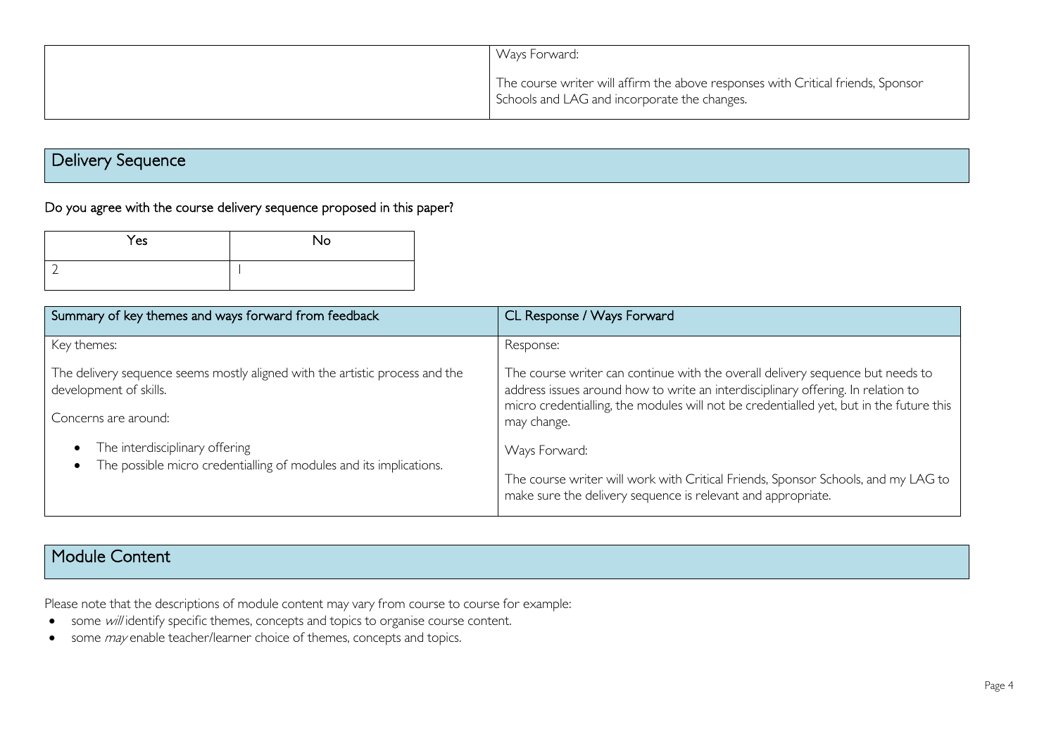| | Ways Forward:<br><br>The course writer will affirm the above responses with Critical friends, Sponsor Schools and LAG and incorporate the changes. |
|---|---|

## Delivery Sequence

Do you agree with the course delivery sequence proposed in this paper?

| Yes | No |
|---|---|
| 2 | 1 |

| Summary of key themes and ways forward from feedback | CL Response / Ways Forward |
|---|---|
| Key themes:<br><br>The delivery sequence seems mostly aligned with the artistic process and the development of skills.<br><br>Concerns are around:<br><br>• The interdisciplinary offering<br>• The possible micro credentialling of modules and its implications. | Response:<br><br>The course writer can continue with the overall delivery sequence but needs to address issues around how to write an interdisciplinary offering. In relation to micro credentialling, the modules will not be credentialled yet, but in the future this may change.<br><br>Ways Forward:<br><br>The course writer will work with Critical Friends, Sponsor Schools, and my LAG to make sure the delivery sequence is relevant and appropriate. |

## Module Content

Please note that the descriptions of module content may vary from course to course for example:

- some *will* identify specific themes, concepts and topics to organise course content.
- some *may* enable teacher/learner choice of themes, concepts and topics.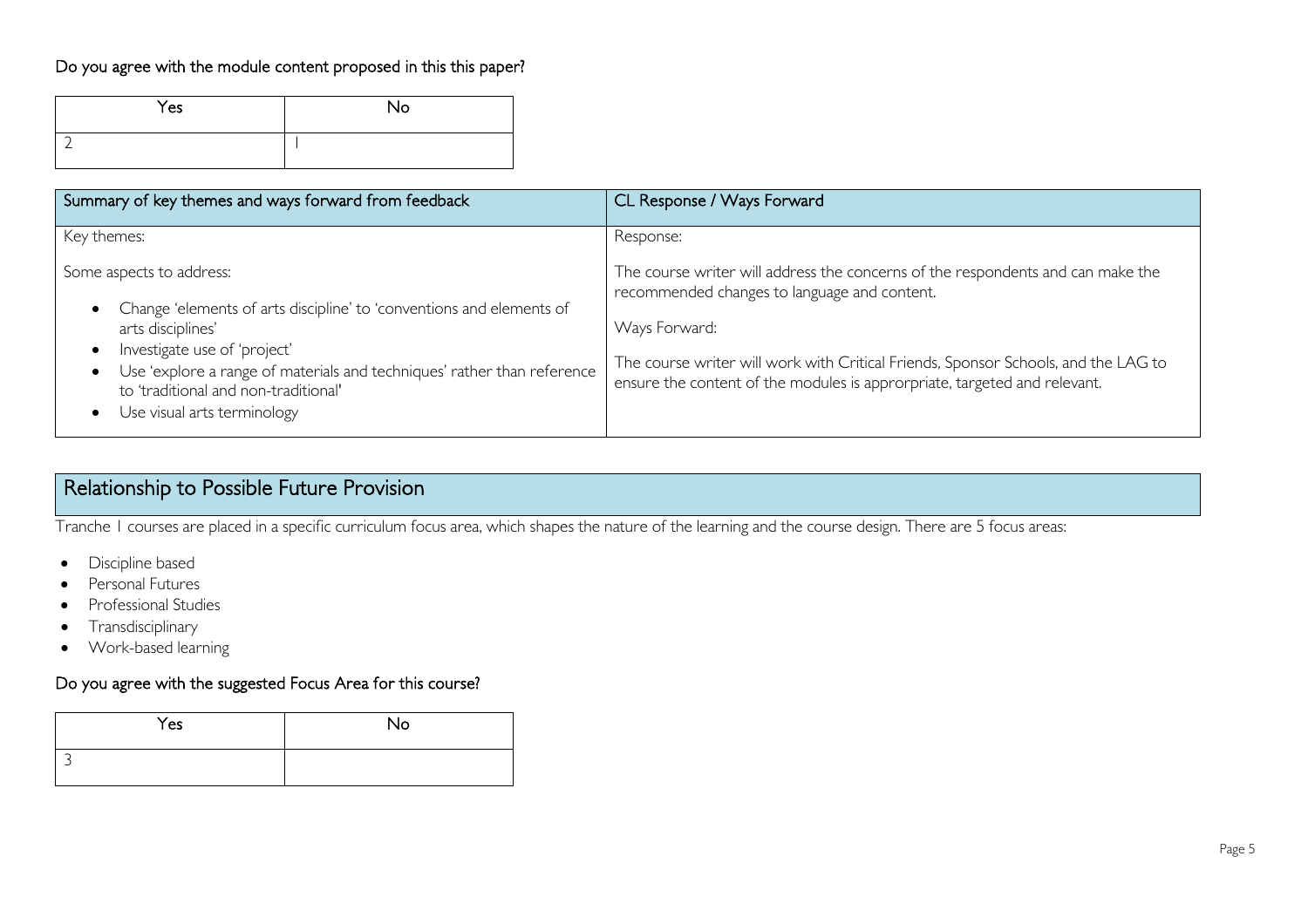Do you agree with the module content proposed in this this paper?

| Yes | No |
| --- | --- |
| 2 | 1 |

| Summary of key themes and ways forward from feedback | CL Response / Ways Forward |
| --- | --- |
| Key themes:<br><br>Some aspects to address:<br><br>• Change 'elements of arts discipline' to 'conventions and elements of arts disciplines'<br>• Investigate use of 'project'<br>• Use 'explore a range of materials and techniques' rather than reference to 'traditional and non-traditional'<br>• Use visual arts terminology | Response:<br><br>The course writer will address the concerns of the respondents and can make the recommended changes to language and content.<br><br>Ways Forward:<br><br>The course writer will work with Critical Friends, Sponsor Schools, and the LAG to ensure the content of the modules is approrpriate, targeted and relevant. |

## Relationship to Possible Future Provision

Tranche 1 courses are placed in a specific curriculum focus area, which shapes the nature of the learning and the course design. There are 5 focus areas:

- Discipline based
- Personal Futures
- Professional Studies
- Transdisciplinary
- Work-based learning

Do you agree with the suggested Focus Area for this course?

| Yes | No |
| --- | --- |
| 3 | |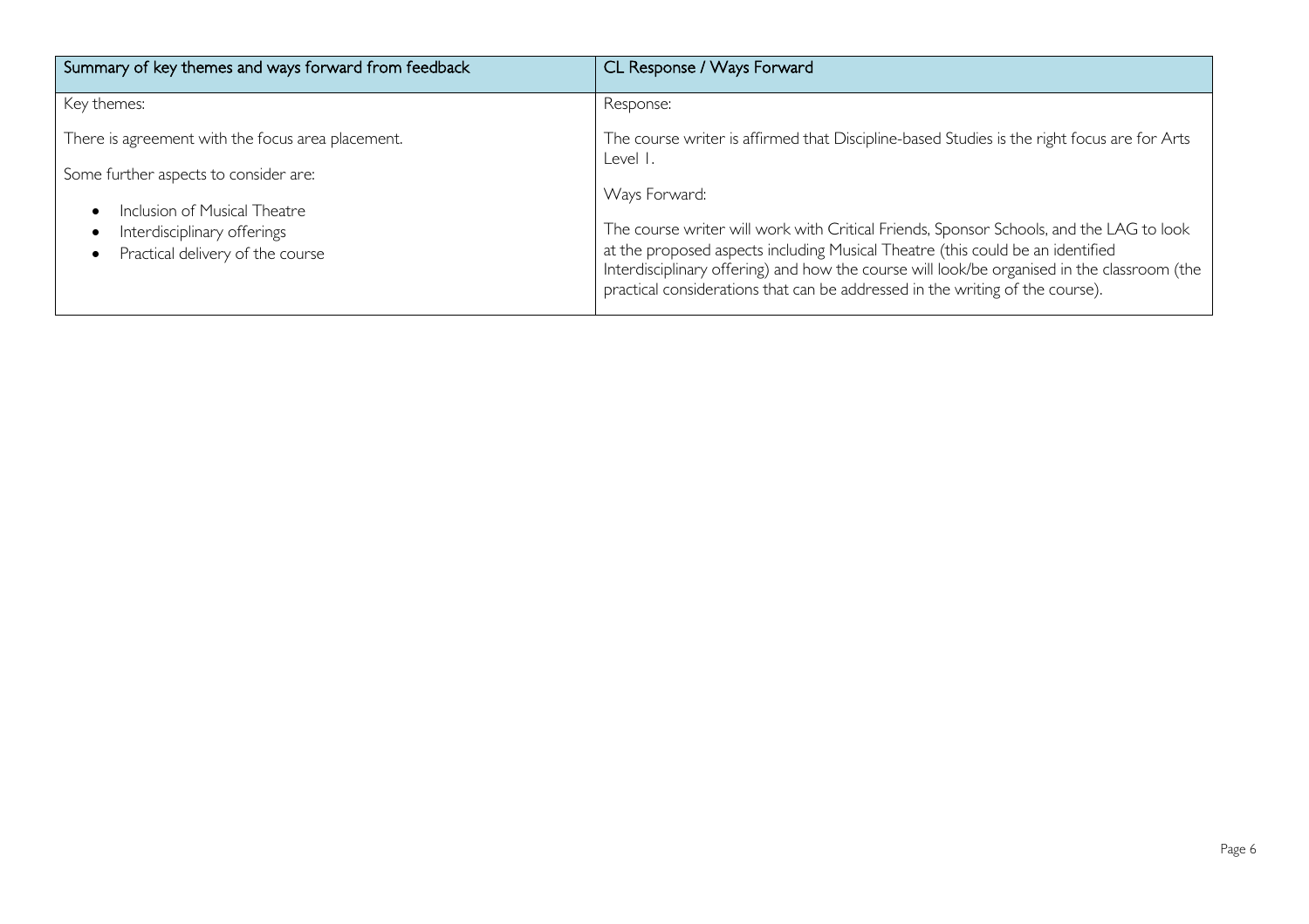| Summary of key themes and ways forward from feedback | CL Response / Ways Forward |
|---|---|
| Key themes:<br><br>There is agreement with the focus area placement.<br><br>Some further aspects to consider are:<br><br>• Inclusion of Musical Theatre<br>• Interdisciplinary offerings<br>• Practical delivery of the course | Response:<br><br>The course writer is affirmed that Discipline-based Studies is the right focus are for Arts Level 1.<br><br>Ways Forward:<br><br>The course writer will work with Critical Friends, Sponsor Schools, and the LAG to look at the proposed aspects including Musical Theatre (this could be an identified Interdisciplinary offering) and how the course will look/be organised in the classroom (the practical considerations that can be addressed in the writing of the course). |